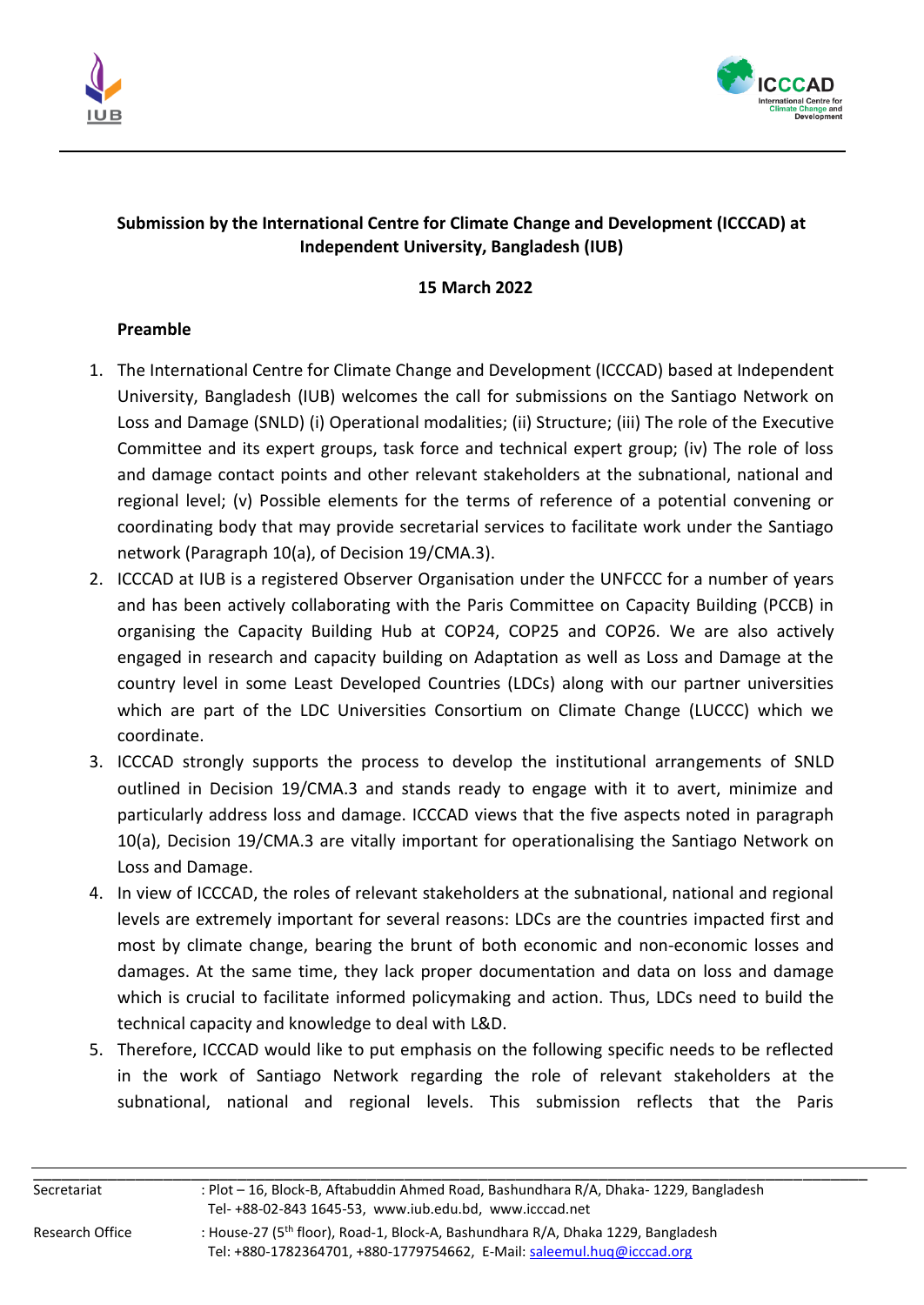**Submission by the International Centre for Climate Change and Development (ICCCAD) at Independent University, Bangladesh (IUB)**

**15 March 2022**

**Preamble**

1. The International Centre for Climate Change and Development (ICCCAD) based at Independent University, Bangladesh (IUB) welcomes the call for submissions on the Santiago Network on Loss and Damage (SNLD) (i) Operational modalities; (ii) Structure; (iii) The role of the Executive Committee and its expert groups, task force and technical expert group; (iv) The role of loss and damage contact points and other relevant stakeholders at the subnational, national and regional level; (v) Possible elements for the terms of reference of a potential convening or coordinating body that may provide secretarial services to facilitate work under the Santiago network (Paragraph 10(a), of Decision 19/CMA.3).
2. ICCCAD at IUB is a registered Observer Organisation under the UNFCCC for a number of years and has been actively collaborating with the Paris Committee on Capacity Building (PCCB) in organising the Capacity Building Hub at COP24, COP25 and COP26. We are also actively engaged in research and capacity building on Adaptation as well as Loss and Damage at the country level in some Least Developed Countries (LDCs) along with our partner universities which are part of the LDC Universities Consortium on Climate Change (LUCCC) which we coordinate.
3. ICCCAD strongly supports the process to develop the institutional arrangements of SNLD outlined in Decision 19/CMA.3 and stands ready to engage with it to avert, minimize and particularly address loss and damage. ICCCAD views that the five aspects noted in paragraph 10(a), Decision 19/CMA.3 are vitally important for operationalising the Santiago Network on Loss and Damage.
4. In view of ICCCAD, the roles of relevant stakeholders at the subnational, national and regional levels are extremely important for several reasons: LDCs are the countries impacted first and most by climate change, bearing the brunt of both economic and non-economic losses and damages. At the same time, they lack proper documentation and data on loss and damage which is crucial to facilitate informed policymaking and action. Thus, LDCs need to build the technical capacity and knowledge to deal with L&D.
5. Therefore, ICCCAD would like to put emphasis on the following specific needs to be reflected in the work of Santiago Network regarding the role of relevant stakeholders at the subnational, national and regional levels. This submission reflects that the Paris

Secretariat : Plot – 16, Block-B, Aftabuddin Ahmed Road, Bashundhara R/A, Dhaka- 1229, Bangladesh
Tel- +88-02-843 1645-53, www.iub.edu.bd, www.icccad.net

Research Office : House-27 (5th floor), Road-1, Block-A, Bashundhara R/A, Dhaka 1229, Bangladesh
Tel: +880-1782364701, +880-1779754662, E-Mail: saleemul.huq@icccad.org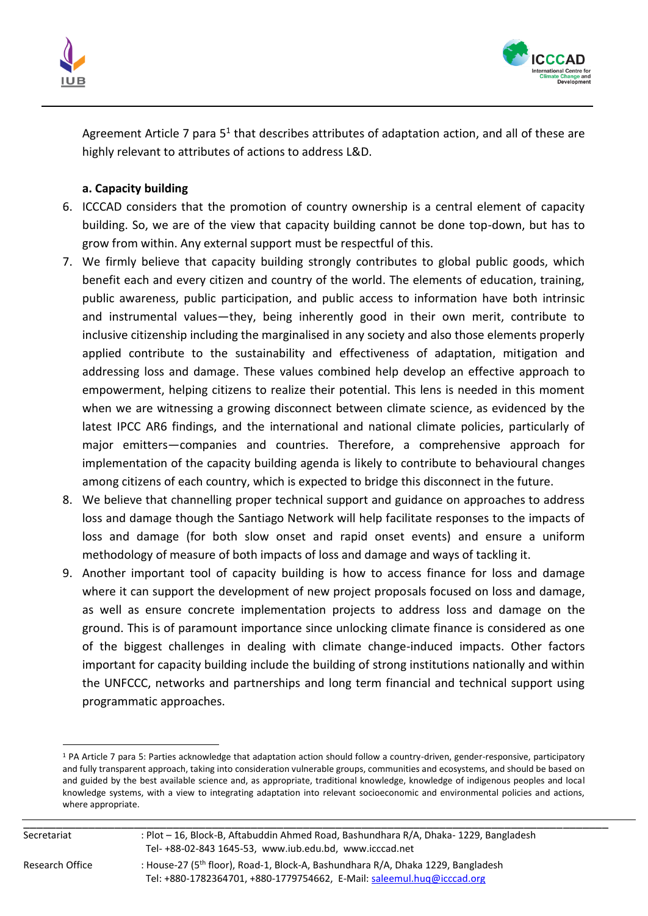Agreement Article 7 para 5[1] that describes attributes of adaptation action, and all of these are highly relevant to attributes of actions to address L&D.

**a. Capacity building**

6. ICCCAD considers that the promotion of country ownership is a central element of capacity building. So, we are of the view that capacity building cannot be done top-down, but has to grow from within. Any external support must be respectful of this.
7. We firmly believe that capacity building strongly contributes to global public goods, which benefit each and every citizen and country of the world. The elements of education, training, public awareness, public participation, and public access to information have both intrinsic and instrumental values—they, being inherently good in their own merit, contribute to inclusive citizenship including the marginalised in any society and also those elements properly applied contribute to the sustainability and effectiveness of adaptation, mitigation and addressing loss and damage. These values combined help develop an effective approach to empowerment, helping citizens to realize their potential. This lens is needed in this moment when we are witnessing a growing disconnect between climate science, as evidenced by the latest IPCC AR6 findings, and the international and national climate policies, particularly of major emitters—companies and countries. Therefore, a comprehensive approach for implementation of the capacity building agenda is likely to contribute to behavioural changes among citizens of each country, which is expected to bridge this disconnect in the future.
8. We believe that channelling proper technical support and guidance on approaches to address loss and damage though the Santiago Network will help facilitate responses to the impacts of loss and damage (for both slow onset and rapid onset events) and ensure a uniform methodology of measure of both impacts of loss and damage and ways of tackling it.
9. Another important tool of capacity building is how to access finance for loss and damage where it can support the development of new project proposals focused on loss and damage, as well as ensure concrete implementation projects to address loss and damage on the ground. This is of paramount importance since unlocking climate finance is considered as one of the biggest challenges in dealing with climate change-induced impacts. Other factors important for capacity building include the building of strong institutions nationally and within the UNFCCC, networks and partnerships and long term financial and technical support using programmatic approaches.

[1] PA Article 7 para 5: Parties acknowledge that adaptation action should follow a country-driven, gender-responsive, participatory and fully transparent approach, taking into consideration vulnerable groups, communities and ecosystems, and should be based on and guided by the best available science and, as appropriate, traditional knowledge, knowledge of indigenous peoples and local knowledge systems, with a view to integrating adaptation into relevant socioeconomic and environmental policies and actions, where appropriate.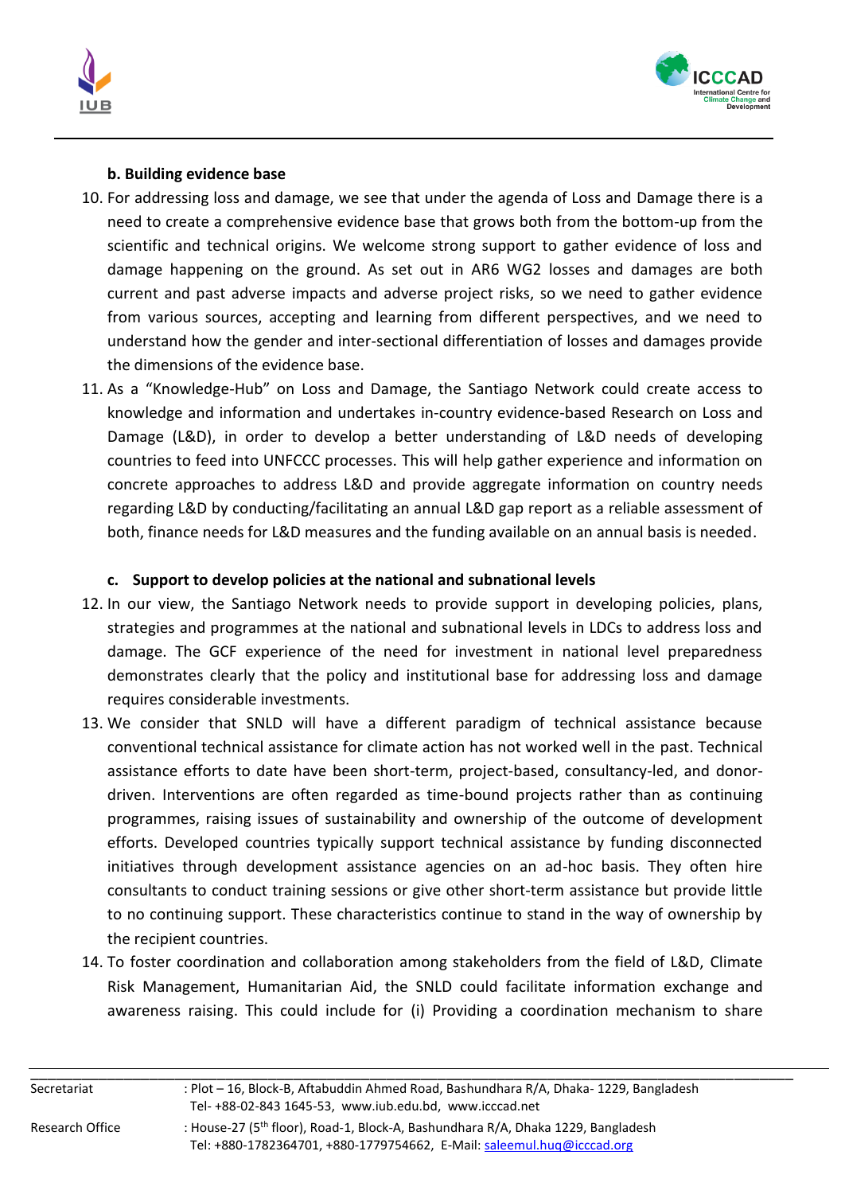**b. Building evidence base**

10. For addressing loss and damage, we see that under the agenda of Loss and Damage there is a need to create a comprehensive evidence base that grows both from the bottom-up from the scientific and technical origins. We welcome strong support to gather evidence of loss and damage happening on the ground. As set out in AR6 WG2 losses and damages are both current and past adverse impacts and adverse project risks, so we need to gather evidence from various sources, accepting and learning from different perspectives, and we need to understand how the gender and inter-sectional differentiation of losses and damages provide the dimensions of the evidence base.
11. As a "Knowledge-Hub" on Loss and Damage, the Santiago Network could create access to knowledge and information and undertakes in-country evidence-based Research on Loss and Damage (L&D), in order to develop a better understanding of L&D needs of developing countries to feed into UNFCCC processes. This will help gather experience and information on concrete approaches to address L&D and provide aggregate information on country needs regarding L&D by conducting/facilitating an annual L&D gap report as a reliable assessment of both, finance needs for L&D measures and the funding available on an annual basis is needed.

**c. Support to develop policies at the national and subnational levels**

12. In our view, the Santiago Network needs to provide support in developing policies, plans, strategies and programmes at the national and subnational levels in LDCs to address loss and damage. The GCF experience of the need for investment in national level preparedness demonstrates clearly that the policy and institutional base for addressing loss and damage requires considerable investments.
13. We consider that SNLD will have a different paradigm of technical assistance because conventional technical assistance for climate action has not worked well in the past. Technical assistance efforts to date have been short-term, project-based, consultancy-led, and donor-driven. Interventions are often regarded as time-bound projects rather than as continuing programmes, raising issues of sustainability and ownership of the outcome of development efforts. Developed countries typically support technical assistance by funding disconnected initiatives through development assistance agencies on an ad-hoc basis. They often hire consultants to conduct training sessions or give other short-term assistance but provide little to no continuing support. These characteristics continue to stand in the way of ownership by the recipient countries.
14. To foster coordination and collaboration among stakeholders from the field of L&D, Climate Risk Management, Humanitarian Aid, the SNLD could facilitate information exchange and awareness raising. This could include for (i) Providing a coordination mechanism to share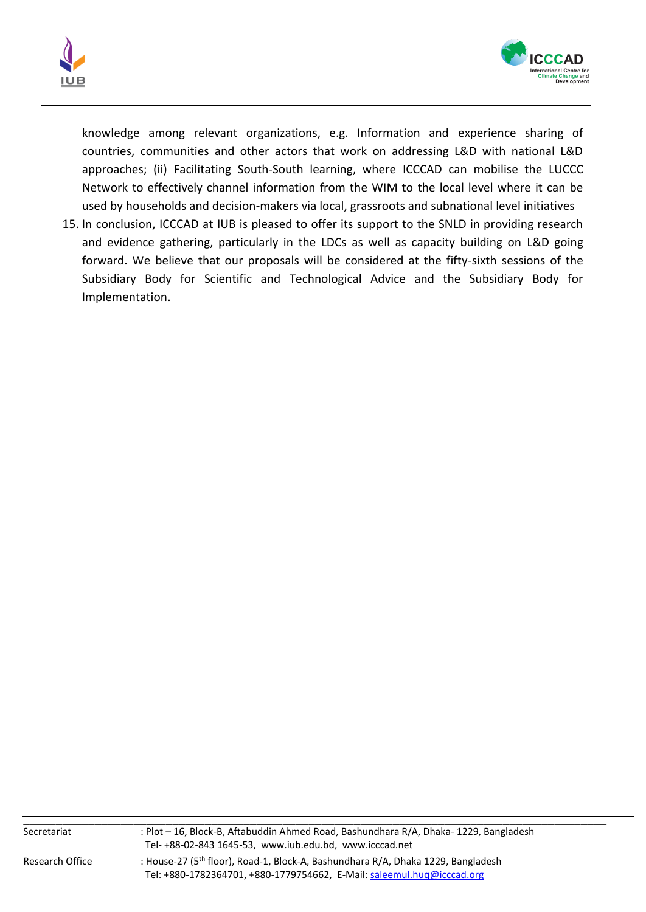knowledge among relevant organizations, e.g. Information and experience sharing of countries, communities and other actors that work on addressing L&D with national L&D approaches; (ii) Facilitating South-South learning, where ICCCAD can mobilise the LUCCC Network to effectively channel information from the WIM to the local level where it can be used by households and decision-makers via local, grassroots and subnational level initiatives

15. In conclusion, ICCCAD at IUB is pleased to offer its support to the SNLD in providing research and evidence gathering, particularly in the LDCs as well as capacity building on L&D going forward. We believe that our proposals will be considered at the fifty-sixth sessions of the Subsidiary Body for Scientific and Technological Advice and the Subsidiary Body for Implementation.